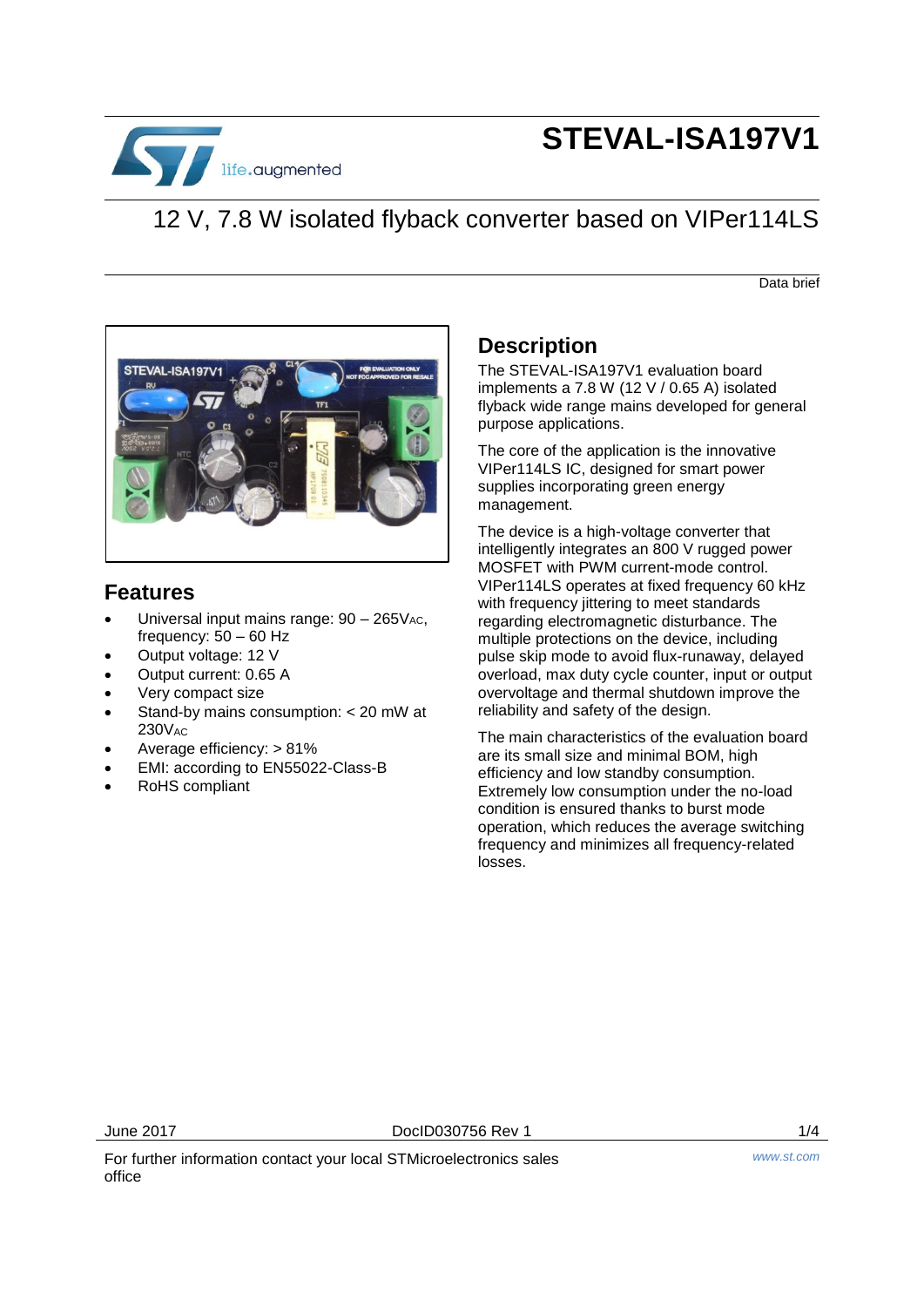# STEVAL-ISA197V1

## 12 V, 7.8 W isolated flyback converter based on VIPer114LS

Data brief

## Features

- Universal input mains range: 90 – 265$V_{AC}$, frequency: 50 – 60 Hz
- Output voltage: 12 V
- Output current: 0.65 A
- Very compact size
- Stand-by mains consumption: < 20 mW at 230$V_{AC}$
- Average efficiency: > 81%
- EMI: according to EN55022-Class-B
- RoHS compliant

## Description

The STEVAL-ISA197V1 evaluation board implements a 7.8 W (12 V / 0.65 A) isolated flyback wide range mains developed for general purpose applications.

The core of the application is the innovative VIPer114LS IC, designed for smart power supplies incorporating green energy management.

The device is a high-voltage converter that intelligently integrates an 800 V rugged power MOSFET with PWM current-mode control. VIPer114LS operates at fixed frequency 60 kHz with frequency jittering to meet standards regarding electromagnetic disturbance. The multiple protections on the device, including pulse skip mode to avoid flux-runaway, delayed overload, max duty cycle counter, input or output overvoltage and thermal shutdown improve the reliability and safety of the design.

The main characteristics of the evaluation board are its small size and minimal BOM, high efficiency and low standby consumption. Extremely low consumption under the no-load condition is ensured thanks to burst mode operation, which reduces the average switching frequency and minimizes all frequency-related losses.

June 2017 DocID030756 Rev 1

For further information contact your local STMicroelectronics sales office

www.st.com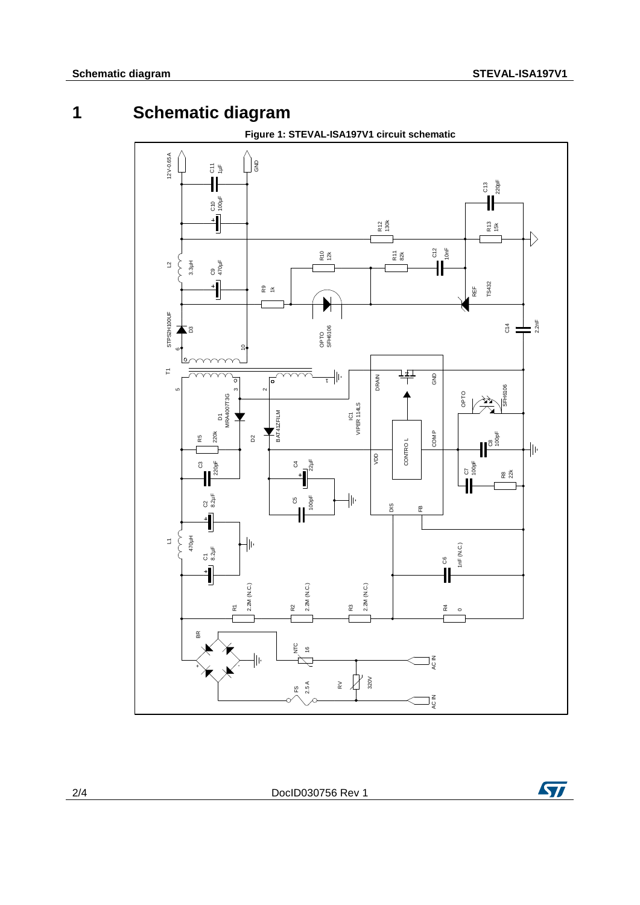# 1 Schematic diagram

**Figure 1: STEVAL-ISA197V1 circuit schematic**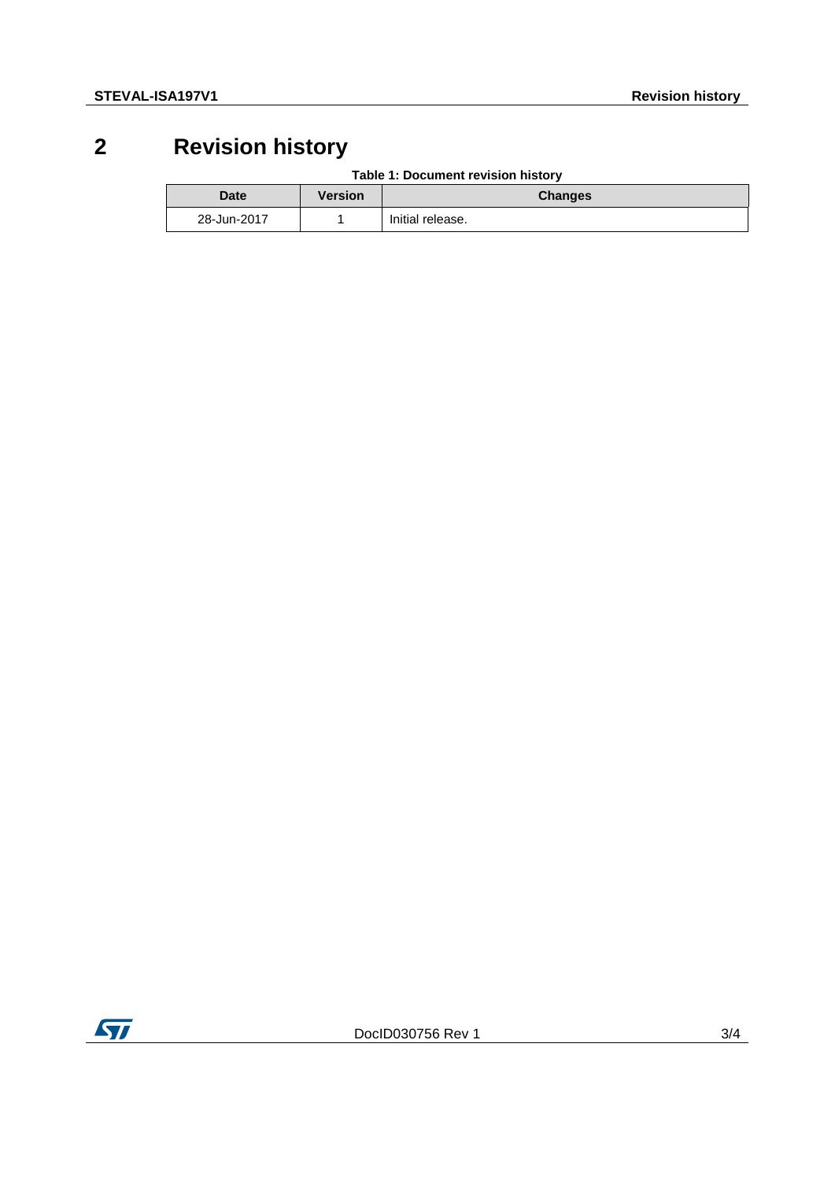# 2 Revision history

**Table 1: Document revision history**

| Date | Version | Changes |
| --- | --- | --- |
| 28-Jun-2017 | 1 | Initial release. |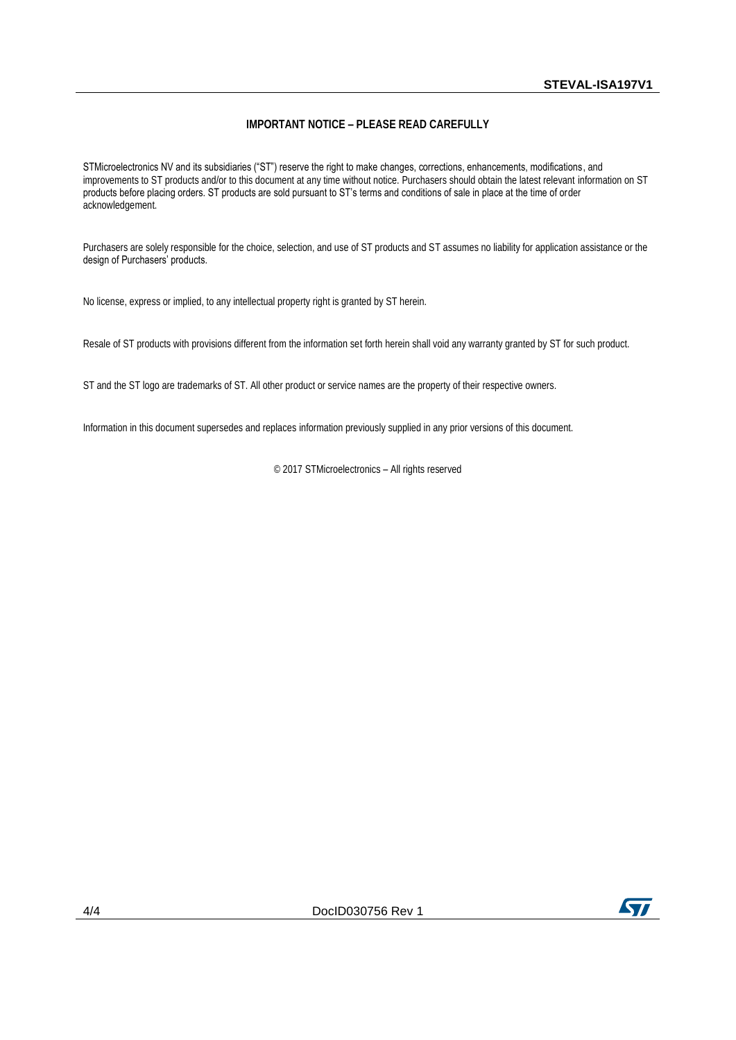**IMPORTANT NOTICE – PLEASE READ CAREFULLY**

STMicroelectronics NV and its subsidiaries ("ST") reserve the right to make changes, corrections, enhancements, modifications, and improvements to ST products and/or to this document at any time without notice. Purchasers should obtain the latest relevant information on ST products before placing orders. ST products are sold pursuant to ST's terms and conditions of sale in place at the time of order acknowledgement.

Purchasers are solely responsible for the choice, selection, and use of ST products and ST assumes no liability for application assistance or the design of Purchasers' products.

No license, express or implied, to any intellectual property right is granted by ST herein.

Resale of ST products with provisions different from the information set forth herein shall void any warranty granted by ST for such product.

ST and the ST logo are trademarks of ST. All other product or service names are the property of their respective owners.

Information in this document supersedes and replaces information previously supplied in any prior versions of this document.

© 2017 STMicroelectronics – All rights reserved